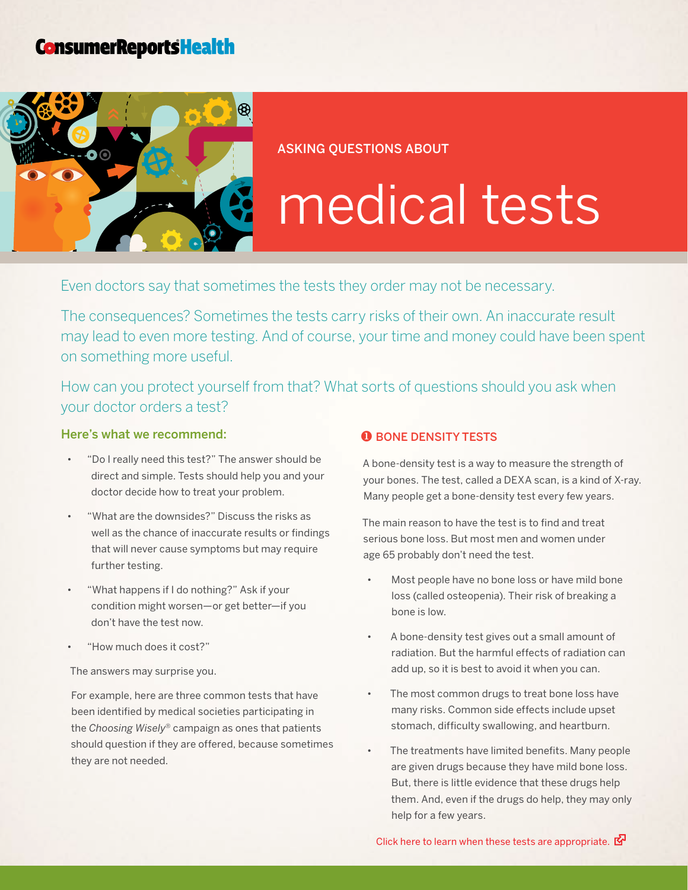ConsumerReportsHealth

ASKING QUESTIONS ABOUT

# medical tests

Even doctors say that sometimes the tests they order may not be necessary.

The consequences? Sometimes the tests carry risks of their own. An inaccurate result may lead to even more testing. And of course, your time and money could have been spent on something more useful.

How can you protect yourself from that? What sorts of questions should you ask when your doctor orders a test?

### Here's what we recommend:

- "Do I really need this test?" The answer should be direct and simple. Tests should help you and your doctor decide how to treat your problem.
- "What are the downsides?" Discuss the risks as well as the chance of inaccurate results or findings that will never cause symptoms but may require further testing.
- "What happens if I do nothing?" Ask if your condition might worsen—or get better—if you don't have the test now.
- "How much does it cost?"

The answers may surprise you.

For example, here are three common tests that have been identified by medical societies participating in the *Choosing Wisely*® campaign as ones that patients should question if they are offered, because sometimes they are not needed.

## 1 BONE DENSITY TESTS

A bone-density test is a way to measure the strength of your bones. The test, called a DEXA scan, is a kind of X-ray. Many people get a bone-density test every few years.

The main reason to have the test is to find and treat serious bone loss. But most men and women under age 65 probably don't need the test.

- Most people have no bone loss or have mild bone loss (called osteopenia). Their risk of breaking a bone is low.
- A bone-density test gives out a small amount of radiation. But the harmful effects of radiation can add up, so it is best to avoid it when you can.
- The most common drugs to treat bone loss have many risks. Common side effects include upset stomach, difficulty swallowing, and heartburn.
- The treatments have limited benefits. Many people are given drugs because they have mild bone loss. But, there is little evidence that these drugs help them. And, even if the drugs do help, they may only help for a few years.

Click here to learn when these tests are appropriate.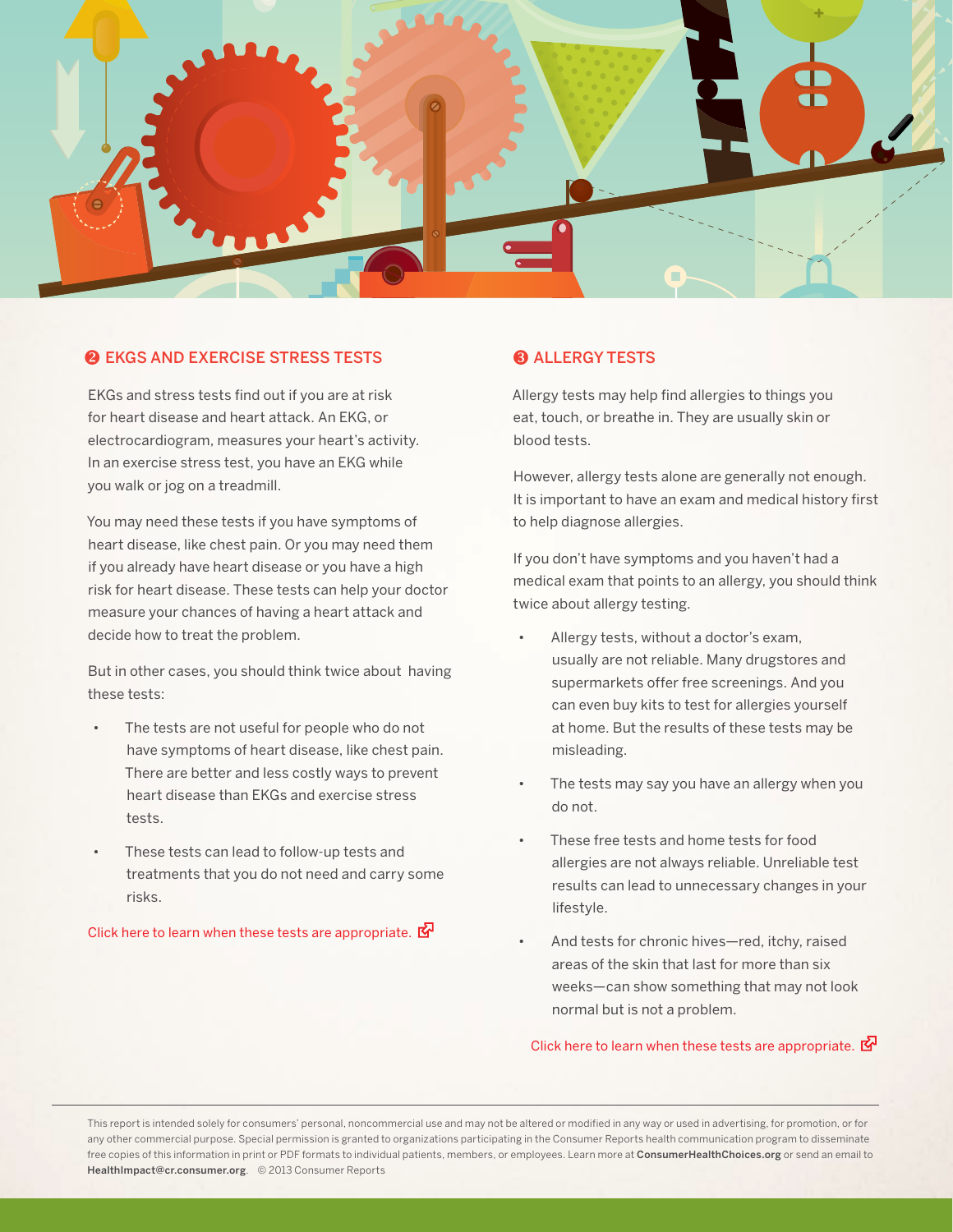## ❷ EKGS AND EXERCISE STRESS TESTS

EKGs and stress tests find out if you are at risk for heart disease and heart attack. An EKG, or electrocardiogram, measures your heart's activity. In an exercise stress test, you have an EKG while you walk or jog on a treadmill.

You may need these tests if you have symptoms of heart disease, like chest pain. Or you may need them if you already have heart disease or you have a high risk for heart disease. These tests can help your doctor measure your chances of having a heart attack and decide how to treat the problem.

But in other cases, you should think twice about having these tests:

- The tests are not useful for people who do not have symptoms of heart disease, like chest pain. There are better and less costly ways to prevent heart disease than EKGs and exercise stress tests.
- These tests can lead to follow-up tests and treatments that you do not need and carry some risks.

Click here to learn when these tests are appropriate.

## ❸ ALLERGY TESTS

Allergy tests may help find allergies to things you eat, touch, or breathe in. They are usually skin or blood tests.

However, allergy tests alone are generally not enough. It is important to have an exam and medical history first to help diagnose allergies.

If you don't have symptoms and you haven't had a medical exam that points to an allergy, you should think twice about allergy testing.

- Allergy tests, without a doctor's exam, usually are not reliable. Many drugstores and supermarkets offer free screenings. And you can even buy kits to test for allergies yourself at home. But the results of these tests may be misleading.
- The tests may say you have an allergy when you do not.
- These free tests and home tests for food allergies are not always reliable. Unreliable test results can lead to unnecessary changes in your lifestyle.
- And tests for chronic hives—red, itchy, raised areas of the skin that last for more than six weeks—can show something that may not look normal but is not a problem.

Click here to learn when these tests are appropriate.

---

This report is intended solely for consumers' personal, noncommercial use and may not be altered or modified in any way or used in advertising, for promotion, or for any other commercial purpose. Special permission is granted to organizations participating in the Consumer Reports health communication program to disseminate free copies of this information in print or PDF formats to individual patients, members, or employees. Learn more at **ConsumerHealthChoices.org** or send an email to **HealthImpact@cr.consumer.org**. © 2013 Consumer Reports